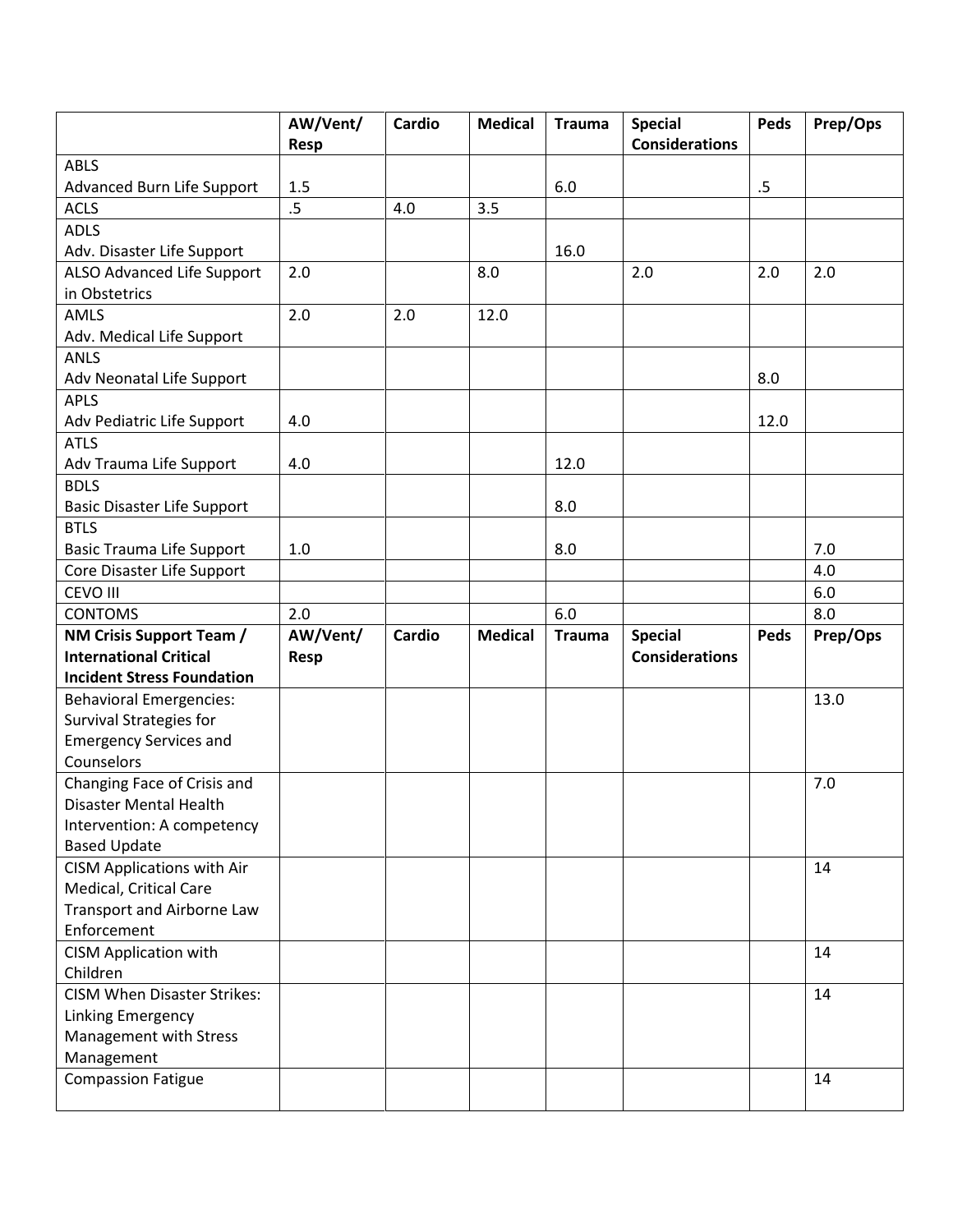| | AW/Vent/ Resp | Cardio | Medical | Trauma | Special Considerations | Peds | Prep/Ops |
|---|---|---|---|---|---|---|---|
| ABLS Advanced Burn Life Support | 1.5 | | | 6.0 | | .5 | |
| ACLS | .5 | 4.0 | 3.5 | | | | |
| ADLS Adv. Disaster Life Support | | | | 16.0 | | | |
| ALSO Advanced Life Support in Obstetrics | 2.0 | | 8.0 | | 2.0 | 2.0 | 2.0 |
| AMLS Adv. Medical Life Support | 2.0 | 2.0 | 12.0 | | | | |
| ANLS Adv Neonatal Life Support | | | | | | 8.0 | |
| APLS Adv Pediatric Life Support | 4.0 | | | | | 12.0 | |
| ATLS Adv Trauma Life Support | 4.0 | | | 12.0 | | | |
| BDLS Basic Disaster Life Support | | | | 8.0 | | | |
| BTLS Basic Trauma Life Support | 1.0 | | | 8.0 | | | 7.0 |
| Core Disaster Life Support | | | | | | | 4.0 |
| CEVO III | | | | | | | 6.0 |
| CONTOMS | 2.0 | | | 6.0 | | | 8.0 |
| **NM Crisis Support Team / International Critical Incident Stress Foundation** | **AW/Vent/ Resp** | **Cardio** | **Medical** | **Trauma** | **Special Considerations** | **Peds** | **Prep/Ops** |
| Behavioral Emergencies: Survival Strategies for Emergency Services and Counselors | | | | | | | 13.0 |
| Changing Face of Crisis and Disaster Mental Health Intervention: A competency Based Update | | | | | | | 7.0 |
| CISM Applications with Air Medical, Critical Care Transport and Airborne Law Enforcement | | | | | | | 14 |
| CISM Application with Children | | | | | | | 14 |
| CISM When Disaster Strikes: Linking Emergency Management with Stress Management | | | | | | | 14 |
| Compassion Fatigue | | | | | | | 14 |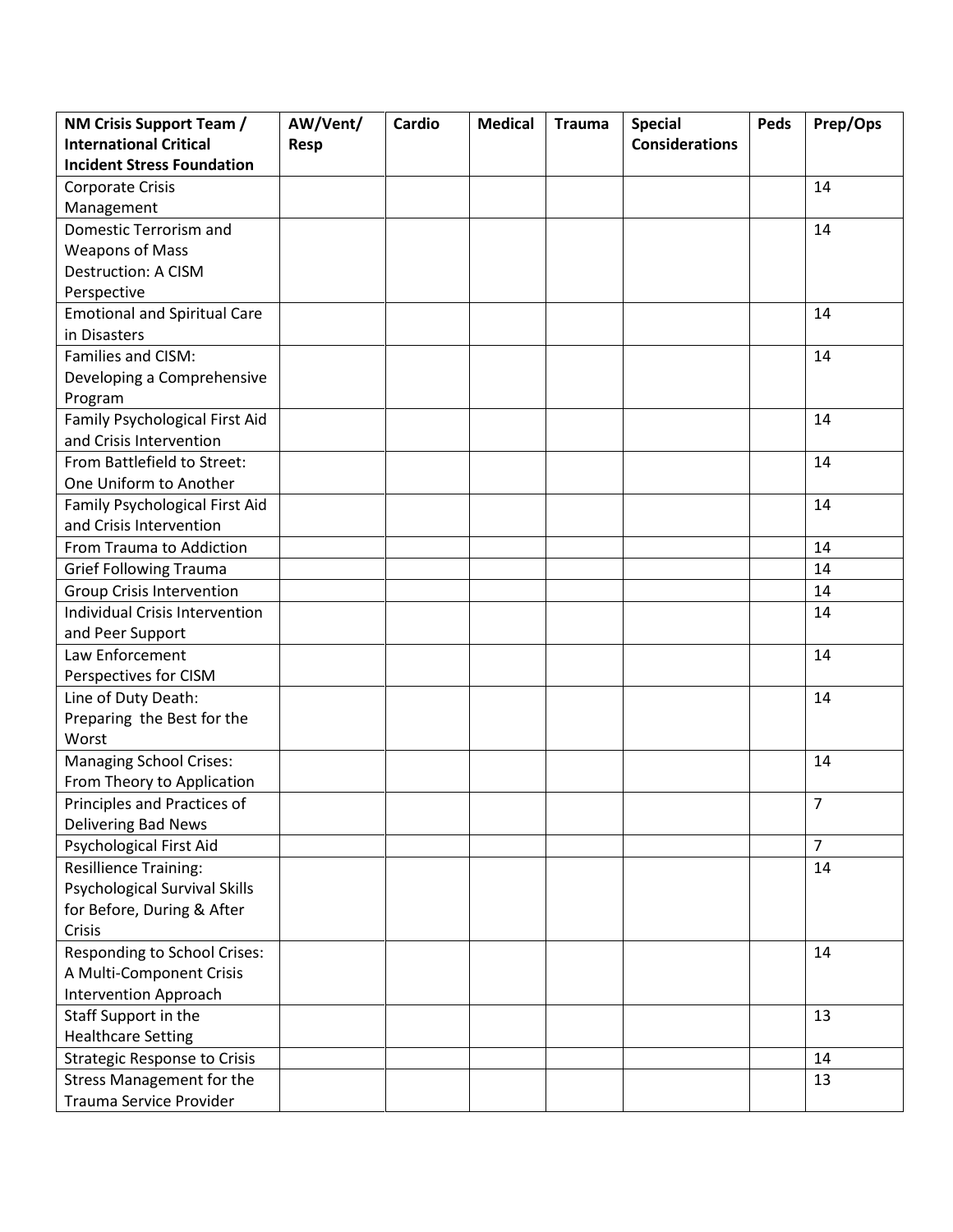| NM Crisis Support Team / International Critical Incident Stress Foundation | AW/Vent/ Resp | Cardio | Medical | Trauma | Special Considerations | Peds | Prep/Ops |
|---|---|---|---|---|---|---|---|
| Corporate Crisis Management | | | | | | | 14 |
| Domestic Terrorism and Weapons of Mass Destruction: A CISM Perspective | | | | | | | 14 |
| Emotional and Spiritual Care in Disasters | | | | | | | 14 |
| Families and CISM: Developing a Comprehensive Program | | | | | | | 14 |
| Family Psychological First Aid and Crisis Intervention | | | | | | | 14 |
| From Battlefield to Street: One Uniform to Another | | | | | | | 14 |
| Family Psychological First Aid and Crisis Intervention | | | | | | | 14 |
| From Trauma to Addiction | | | | | | | 14 |
| Grief Following Trauma | | | | | | | 14 |
| Group Crisis Intervention | | | | | | | 14 |
| Individual Crisis Intervention and Peer Support | | | | | | | 14 |
| Law Enforcement Perspectives for CISM | | | | | | | 14 |
| Line of Duty Death: Preparing the Best for the Worst | | | | | | | 14 |
| Managing School Crises: From Theory to Application | | | | | | | 14 |
| Principles and Practices of Delivering Bad News | | | | | | | 7 |
| Psychological First Aid | | | | | | | 7 |
| Resillience Training: Psychological Survival Skills for Before, During & After Crisis | | | | | | | 14 |
| Responding to School Crises: A Multi-Component Crisis Intervention Approach | | | | | | | 14 |
| Staff Support in the Healthcare Setting | | | | | | | 13 |
| Strategic Response to Crisis | | | | | | | 14 |
| Stress Management for the Trauma Service Provider | | | | | | | 13 |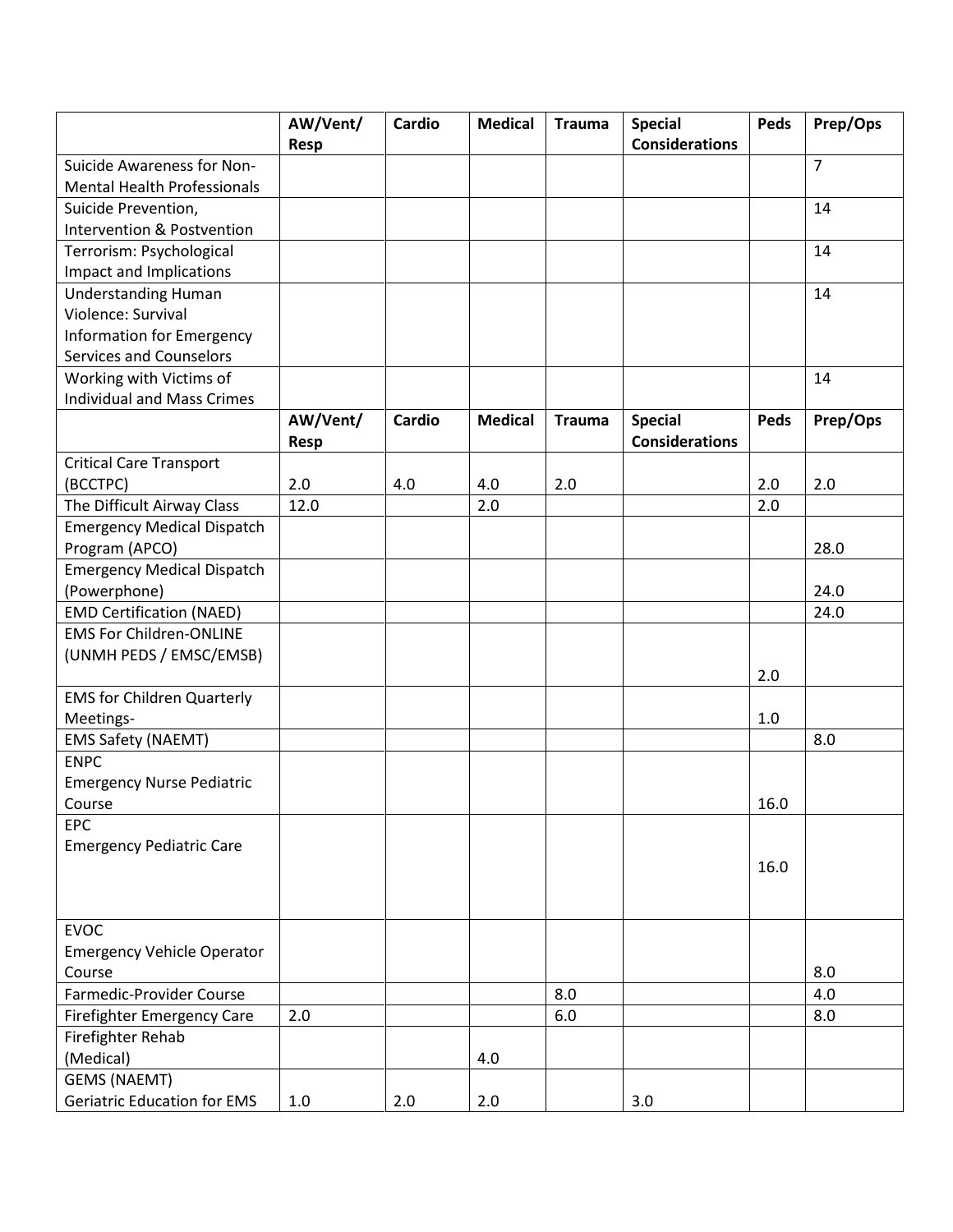| | AW/Vent/ Resp | Cardio | Medical | Trauma | Special Considerations | Peds | Prep/Ops |
|---|---|---|---|---|---|---|---|
| Suicide Awareness for Non-Mental Health Professionals | | | | | | | 7 |
| Suicide Prevention, Intervention & Postvention | | | | | | | 14 |
| Terrorism: Psychological Impact and Implications | | | | | | | 14 |
| Understanding Human Violence: Survival Information for Emergency Services and Counselors | | | | | | | 14 |
| Working with Victims of Individual and Mass Crimes | | | | | | | 14 |
| | **AW/Vent/ Resp** | **Cardio** | **Medical** | **Trauma** | **Special Considerations** | **Peds** | **Prep/Ops** |
| Critical Care Transport (BCCTPC) | 2.0 | 4.0 | 4.0 | 2.0 | | 2.0 | 2.0 |
| The Difficult Airway Class | 12.0 | | 2.0 | | | 2.0 | |
| Emergency Medical Dispatch Program (APCO) | | | | | | | 28.0 |
| Emergency Medical Dispatch (Powerphone) | | | | | | | 24.0 |
| EMD Certification (NAED) | | | | | | | 24.0 |
| EMS For Children-ONLINE (UNMH PEDS / EMSC/EMSB) | | | | | | 2.0 | |
| EMS for Children Quarterly Meetings- | | | | | | 1.0 | |
| EMS Safety (NAEMT) | | | | | | | 8.0 |
| ENPC Emergency Nurse Pediatric Course | | | | | | 16.0 | |
| EPC Emergency Pediatric Care | | | | | | 16.0 | |
| EVOC Emergency Vehicle Operator Course | | | | | | | 8.0 |
| Farmedic-Provider Course | | | | 8.0 | | | 4.0 |
| Firefighter Emergency Care | 2.0 | | | 6.0 | | | 8.0 |
| Firefighter Rehab (Medical) | | | 4.0 | | | | |
| GEMS (NAEMT) Geriatric Education for EMS | 1.0 | 2.0 | 2.0 | | 3.0 | | |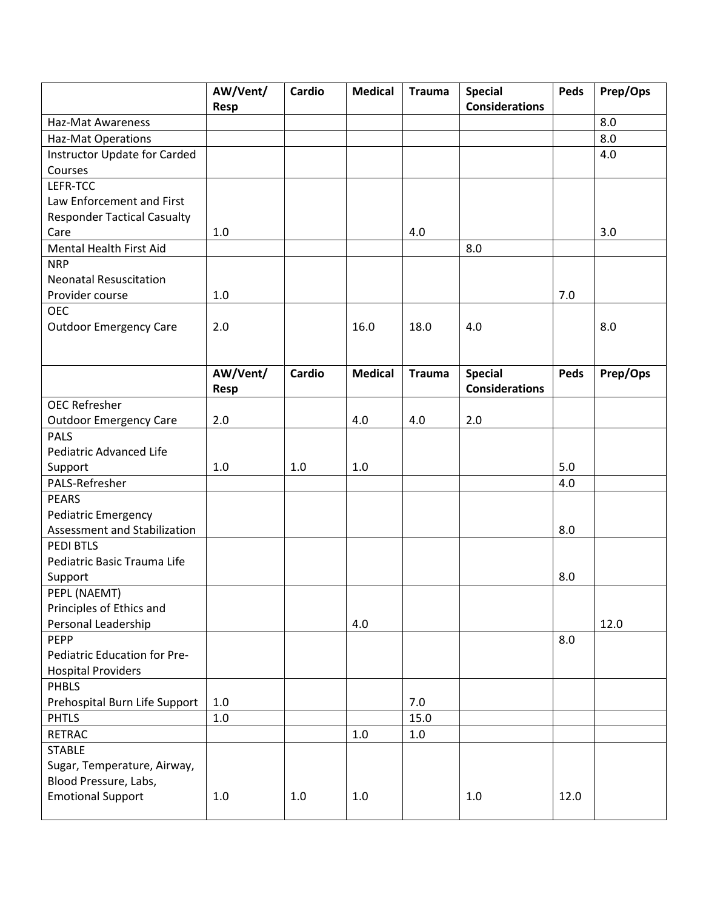| | AW/Vent/ Resp | Cardio | Medical | Trauma | Special Considerations | Peds | Prep/Ops |
|---|---|---|---|---|---|---|---|
| Haz-Mat Awareness | | | | | | | 8.0 |
| Haz-Mat Operations | | | | | | | 8.0 |
| Instructor Update for Carded Courses | | | | | | | 4.0 |
| LEFR-TCC Law Enforcement and First Responder Tactical Casualty Care | 1.0 | | | 4.0 | | | 3.0 |
| Mental Health First Aid | | | | | 8.0 | | |
| NRP Neonatal Resuscitation Provider course | 1.0 | | | | | 7.0 | |
| OEC Outdoor Emergency Care | 2.0 | | 16.0 | 18.0 | 4.0 | | 8.0 |
| OEC Refresher Outdoor Emergency Care | 2.0 | | 4.0 | 4.0 | 2.0 | | |
| PALS Pediatric Advanced Life Support | 1.0 | 1.0 | 1.0 | | | 5.0 | |
| PALS-Refresher | | | | | | 4.0 | |
| PEARS Pediatric Emergency Assessment and Stabilization | | | | | | 8.0 | |
| PEDI BTLS Pediatric Basic Trauma Life Support | | | | | | 8.0 | |
| PEPL (NAEMT) Principles of Ethics and Personal Leadership | | | 4.0 | | | | 12.0 |
| PEPP Pediatric Education for Pre-Hospital Providers | | | | | | 8.0 | |
| PHBLS Prehospital Burn Life Support | 1.0 | | | 7.0 | | | |
| PHTLS | 1.0 | | | 15.0 | | | |
| RETRAC | | | 1.0 | 1.0 | | | |
| STABLE Sugar, Temperature, Airway, Blood Pressure, Labs, Emotional Support | 1.0 | 1.0 | 1.0 | | 1.0 | 12.0 | |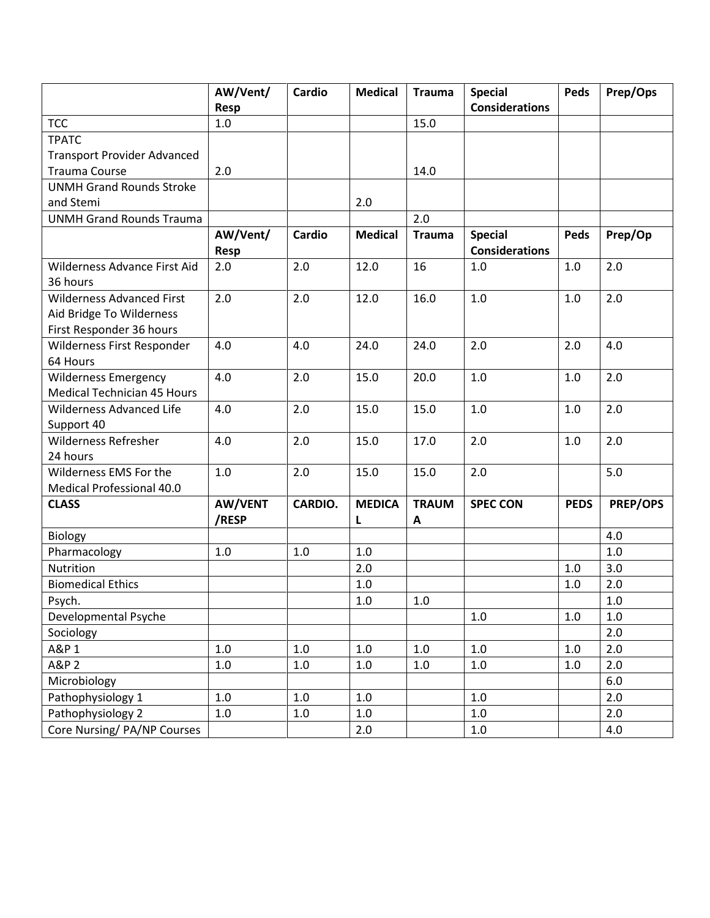| | AW/Vent/ Resp | Cardio | Medical | Trauma | Special Considerations | Peds | Prep/Ops |
|---|---|---|---|---|---|---|---|
| TCC | 1.0 | | | 15.0 | | | |
| TPATC Transport Provider Advanced Trauma Course | 2.0 | | | 14.0 | | | |
| UNMH Grand Rounds Stroke and Stemi | | | 2.0 | | | | |
| UNMH Grand Rounds Trauma | | | | 2.0 | | | |
| | **AW/Vent/ Resp** | **Cardio** | **Medical** | **Trauma** | **Special Considerations** | **Peds** | **Prep/Op** |
| Wilderness Advance First Aid 36 hours | 2.0 | 2.0 | 12.0 | 16 | 1.0 | 1.0 | 2.0 |
| Wilderness Advanced First Aid Bridge To Wilderness First Responder 36 hours | 2.0 | 2.0 | 12.0 | 16.0 | 1.0 | 1.0 | 2.0 |
| Wilderness First Responder 64 Hours | 4.0 | 4.0 | 24.0 | 24.0 | 2.0 | 2.0 | 4.0 |
| Wilderness Emergency Medical Technician 45 Hours | 4.0 | 2.0 | 15.0 | 20.0 | 1.0 | 1.0 | 2.0 |
| Wilderness Advanced Life Support 40 | 4.0 | 2.0 | 15.0 | 15.0 | 1.0 | 1.0 | 2.0 |
| Wilderness Refresher 24 hours | 4.0 | 2.0 | 15.0 | 17.0 | 2.0 | 1.0 | 2.0 |
| Wilderness EMS For the Medical Professional 40.0 | 1.0 | 2.0 | 15.0 | 15.0 | 2.0 | | 5.0 |
| **CLASS** | **AW/VENT /RESP** | **CARDIO.** | **MEDICAL** | **TRAUMA** | **SPEC CON** | **PEDS** | **PREP/OPS** |
| Biology | | | | | | | 4.0 |
| Pharmacology | 1.0 | 1.0 | 1.0 | | | | 1.0 |
| Nutrition | | | 2.0 | | | 1.0 | 3.0 |
| Biomedical Ethics | | | 1.0 | | | 1.0 | 2.0 |
| Psych. | | | 1.0 | 1.0 | | | 1.0 |
| Developmental Psyche | | | | | 1.0 | 1.0 | 1.0 |
| Sociology | | | | | | | 2.0 |
| A&P 1 | 1.0 | 1.0 | 1.0 | 1.0 | 1.0 | 1.0 | 2.0 |
| A&P 2 | 1.0 | 1.0 | 1.0 | 1.0 | 1.0 | 1.0 | 2.0 |
| Microbiology | | | | | | | 6.0 |
| Pathophysiology 1 | 1.0 | 1.0 | 1.0 | | 1.0 | | 2.0 |
| Pathophysiology 2 | 1.0 | 1.0 | 1.0 | | 1.0 | | 2.0 |
| Core Nursing/ PA/NP Courses | | | 2.0 | | 1.0 | | 4.0 |